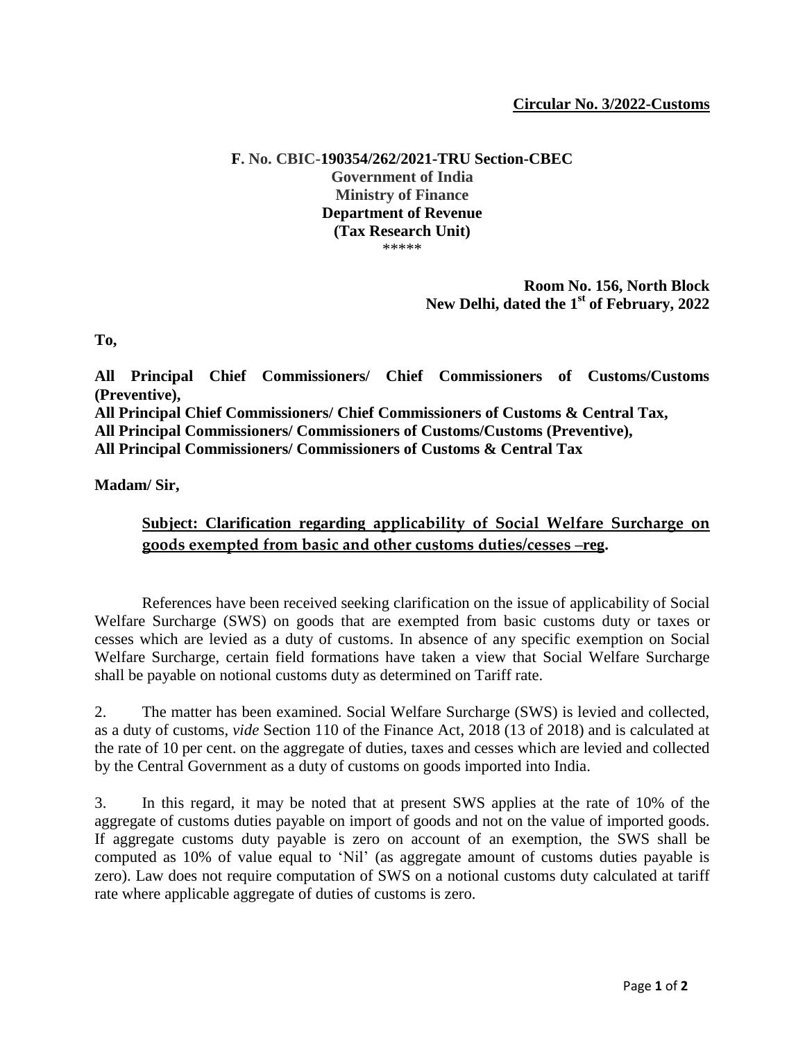**Circular No. 3/2022-Customs**

**F. No. CBIC-190354/262/2021-TRU Section-CBEC**
**Government of India**
**Ministry of Finance**
**Department of Revenue**
**(Tax Research Unit)**
\*\*\*\*\*

**Room No. 156, North Block**
**New Delhi, dated the 1st of February, 2022**

**To,**

**All Principal Chief Commissioners/ Chief Commissioners of Customs/Customs (Preventive),**
**All Principal Chief Commissioners/ Chief Commissioners of Customs & Central Tax,**
**All Principal Commissioners/ Commissioners of Customs/Customs (Preventive),**
**All Principal Commissioners/ Commissioners of Customs & Central Tax**

**Madam/ Sir,**

**Subject: Clarification regarding applicability of Social Welfare Surcharge on goods exempted from basic and other customs duties/cesses –reg.**

References have been received seeking clarification on the issue of applicability of Social Welfare Surcharge (SWS) on goods that are exempted from basic customs duty or taxes or cesses which are levied as a duty of customs. In absence of any specific exemption on Social Welfare Surcharge, certain field formations have taken a view that Social Welfare Surcharge shall be payable on notional customs duty as determined on Tariff rate.

2. The matter has been examined. Social Welfare Surcharge (SWS) is levied and collected, as a duty of customs, *vide* Section 110 of the Finance Act, 2018 (13 of 2018) and is calculated at the rate of 10 per cent. on the aggregate of duties, taxes and cesses which are levied and collected by the Central Government as a duty of customs on goods imported into India.

3. In this regard, it may be noted that at present SWS applies at the rate of 10% of the aggregate of customs duties payable on import of goods and not on the value of imported goods. If aggregate customs duty payable is zero on account of an exemption, the SWS shall be computed as 10% of value equal to 'Nil' (as aggregate amount of customs duties payable is zero). Law does not require computation of SWS on a notional customs duty calculated at tariff rate where applicable aggregate of duties of customs is zero.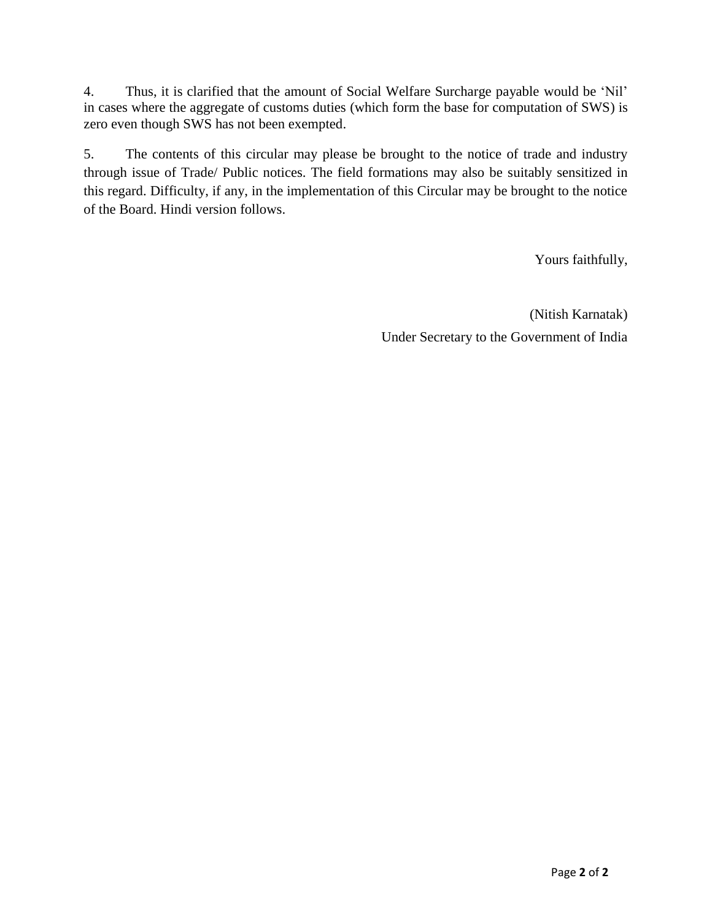4. Thus, it is clarified that the amount of Social Welfare Surcharge payable would be 'Nil' in cases where the aggregate of customs duties (which form the base for computation of SWS) is zero even though SWS has not been exempted.

5. The contents of this circular may please be brought to the notice of trade and industry through issue of Trade/ Public notices. The field formations may also be suitably sensitized in this regard. Difficulty, if any, in the implementation of this Circular may be brought to the notice of the Board. Hindi version follows.

Yours faithfully,

(Nitish Karnatak)
Under Secretary to the Government of India